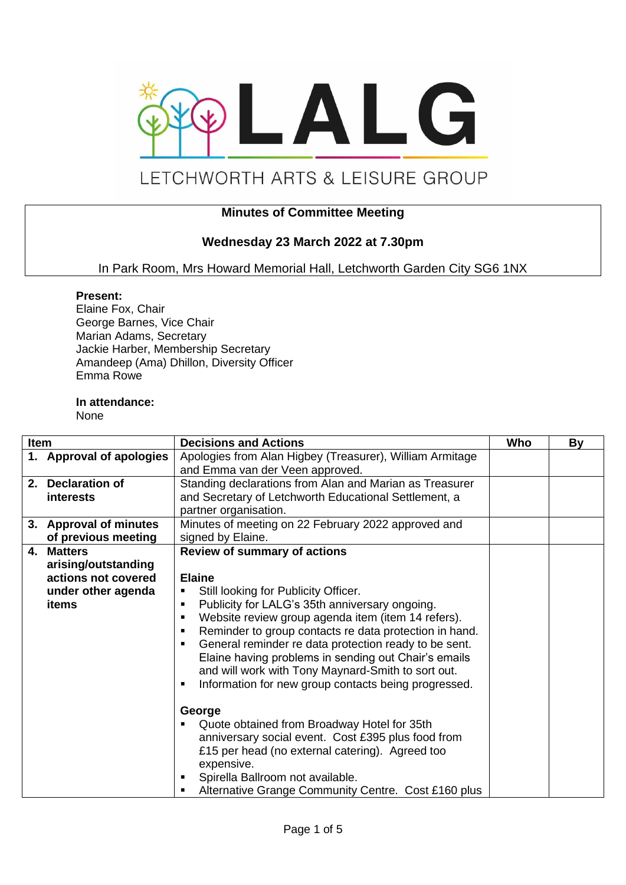LALG

LETCHWORTH ARTS & LEISURE GROUP

**Minutes of Committee Meeting**

**Wednesday 23 March 2022 at 7.30pm**

In Park Room, Mrs Howard Memorial Hall, Letchworth Garden City SG6 1NX

**Present:**
Elaine Fox, Chair
George Barnes, Vice Chair
Marian Adams, Secretary
Jackie Harber, Membership Secretary
Amandeep (Ama) Dhillon, Diversity Officer
Emma Rowe

**In attendance:**
None

| Item | Decisions and Actions | Who | By |
|---|---|---|---|
| **1. Approval of apologies** | Apologies from Alan Higbey (Treasurer), William Armitage and Emma van der Veen approved. | | |
| **2. Declaration of interests** | Standing declarations from Alan and Marian as Treasurer and Secretary of Letchworth Educational Settlement, a partner organisation. | | |
| **3. Approval of minutes of previous meeting** | Minutes of meeting on 22 February 2022 approved and signed by Elaine. | | |
| **4. Matters arising/outstanding actions not covered under other agenda items** | **Review of summary of actions**<br><br>**Elaine**<br>▪ Still looking for Publicity Officer.<br>▪ Publicity for LALG's 35th anniversary ongoing.<br>▪ Website review group agenda item (item 14 refers).<br>▪ Reminder to group contacts re data protection in hand.<br>▪ General reminder re data protection ready to be sent. Elaine having problems in sending out Chair's emails and will work with Tony Maynard-Smith to sort out.<br>▪ Information for new group contacts being progressed.<br><br>**George**<br>▪ Quote obtained from Broadway Hotel for 35th anniversary social event. Cost £395 plus food from £15 per head (no external catering). Agreed too expensive.<br>▪ Spirella Ballroom not available.<br>▪ Alternative Grange Community Centre. Cost £160 plus | | |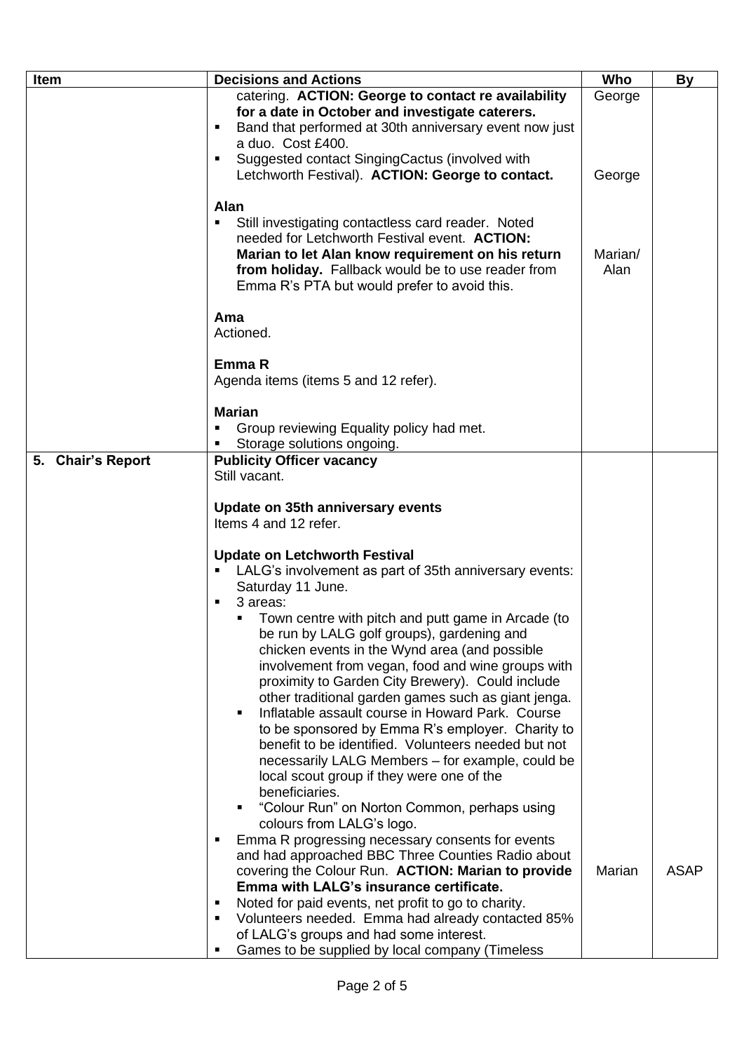| Item | Decisions and Actions | Who | By |
|---|---|---|---|
| | catering. **ACTION: George to contact re availability for a date in October and investigate caterers.**<br>▪ Band that performed at 30th anniversary event now just a duo. Cost £400.<br>▪ Suggested contact SingingCactus (involved with Letchworth Festival). **ACTION: George to contact.**<br><br>**Alan**<br>▪ Still investigating contactless card reader. Noted needed for Letchworth Festival event. **ACTION: Marian to let Alan know requirement on his return from holiday.** Fallback would be to use reader from Emma R's PTA but would prefer to avoid this.<br><br>**Ama**<br>Actioned.<br><br>**Emma R**<br>Agenda items (items 5 and 12 refer).<br><br>**Marian**<br>▪ Group reviewing Equality policy had met.<br>▪ Storage solutions ongoing. | George<br><br><br><br>George<br><br><br>Marian/ Alan | |
| **5. Chair's Report** | **Publicity Officer vacancy**<br>Still vacant.<br><br>**Update on 35th anniversary events**<br>Items 4 and 12 refer.<br><br>**Update on Letchworth Festival**<br>▪ LALG's involvement as part of 35th anniversary events: Saturday 11 June.<br>▪ 3 areas:<br>  ▪ Town centre with pitch and putt game in Arcade (to be run by LALG golf groups), gardening and chicken events in the Wynd area (and possible involvement from vegan, food and wine groups with proximity to Garden City Brewery). Could include other traditional garden games such as giant jenga.<br>  ▪ Inflatable assault course in Howard Park. Course to be sponsored by Emma R's employer. Charity to benefit to be identified. Volunteers needed but not necessarily LALG Members – for example, could be local scout group if they were one of the beneficiaries.<br>  ▪ "Colour Run" on Norton Common, perhaps using colours from LALG's logo.<br>▪ Emma R progressing necessary consents for events and had approached BBC Three Counties Radio about covering the Colour Run. **ACTION: Marian to provide Emma with LALG's insurance certificate.**<br>▪ Noted for paid events, net profit to go to charity.<br>▪ Volunteers needed. Emma had already contacted 85% of LALG's groups and had some interest.<br>▪ Games to be supplied by local company (Timeless | Marian | ASAP |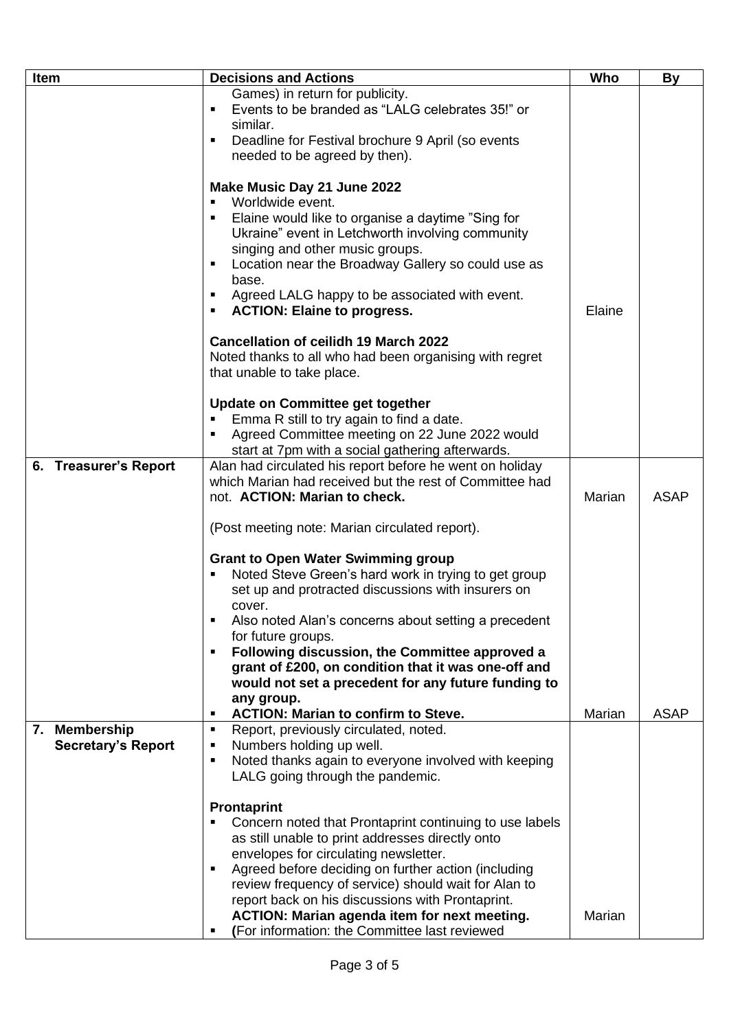| Item | Decisions and Actions | Who | By |
|---|---|---|---|
| | Games) in return for publicity.<br>▪ Events to be branded as "LALG celebrates 35!" or similar.<br>▪ Deadline for Festival brochure 9 April (so events needed to be agreed by then).<br><br>**Make Music Day 21 June 2022**<br>▪ Worldwide event.<br>▪ Elaine would like to organise a daytime "Sing for Ukraine" event in Letchworth involving community singing and other music groups.<br>▪ Location near the Broadway Gallery so could use as base.<br>▪ Agreed LALG happy to be associated with event.<br>▪ **ACTION: Elaine to progress.**<br><br>**Cancellation of ceilidh 19 March 2022**<br>Noted thanks to all who had been organising with regret that unable to take place.<br><br>**Update on Committee get together**<br>▪ Emma R still to try again to find a date.<br>▪ Agreed Committee meeting on 22 June 2022 would start at 7pm with a social gathering afterwards. | Elaine | |
| **6. Treasurer's Report** | Alan had circulated his report before he went on holiday which Marian had received but the rest of Committee had not. **ACTION: Marian to check.**<br><br>(Post meeting note: Marian circulated report).<br><br>**Grant to Open Water Swimming group**<br>▪ Noted Steve Green's hard work in trying to get group set up and protracted discussions with insurers on cover.<br>▪ Also noted Alan's concerns about setting a precedent for future groups.<br>▪ **Following discussion, the Committee approved a grant of £200, on condition that it was one-off and would not set a precedent for any future funding to any group.**<br>▪ **ACTION: Marian to confirm to Steve.** | Marian<br><br><br><br><br><br><br><br><br><br><br><br>Marian | ASAP<br><br><br><br><br><br><br><br><br><br><br><br>ASAP |
| **7. Membership Secretary's Report** | ▪ Report, previously circulated, noted.<br>▪ Numbers holding up well.<br>▪ Noted thanks again to everyone involved with keeping LALG going through the pandemic.<br><br>**Prontaprint**<br>▪ Concern noted that Prontaprint continuing to use labels as still unable to print addresses directly onto envelopes for circulating newsletter.<br>▪ Agreed before deciding on further action (including review frequency of service) should wait for Alan to report back on his discussions with Prontaprint.<br>**ACTION: Marian agenda item for next meeting.**<br>▪ **(**For information: the Committee last reviewed | Marian | |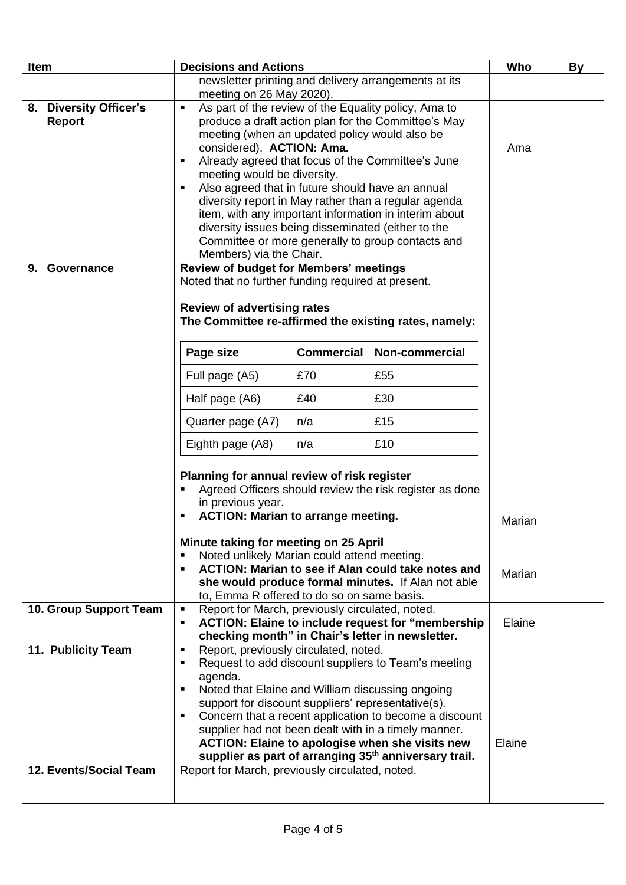| Item | Decisions and Actions | Who | By |
|---|---|---|---|
| | newsletter printing and delivery arrangements at its meeting on 26 May 2020). | | |
| **8. Diversity Officer's Report** | ▪ As part of the review of the Equality policy, Ama to produce a draft action plan for the Committee's May meeting (when an updated policy would also be considered). **ACTION: Ama.**<br>▪ Already agreed that focus of the Committee's June meeting would be diversity.<br>▪ Also agreed that in future should have an annual diversity report in May rather than a regular agenda item, with any important information in interim about diversity issues being disseminated (either to the Committee or more generally to group contacts and Members) via the Chair. | Ama | |
| **9. Governance** | **Review of budget for Members' meetings**<br>Noted that no further funding required at present.<br><br>**Review of advertising rates**<br>**The Committee re-affirmed the existing rates, namely:**<br><br>Page size / Commercial / Non-commercial:<br>Full page (A5): £70 / £55<br>Half page (A6): £40 / £30<br>Quarter page (A7): n/a / £15<br>Eighth page (A8): n/a / £10<br><br>**Planning for annual review of risk register**<br>▪ Agreed Officers should review the risk register as done in previous year.<br>▪ **ACTION: Marian to arrange meeting.**<br><br>**Minute taking for meeting on 25 April**<br>▪ Noted unlikely Marian could attend meeting.<br>▪ **ACTION: Marian to see if Alan could take notes and she would produce formal minutes.** If Alan not able to, Emma R offered to do so on same basis. | Marian<br><br>Marian | |
| **10. Group Support Team** | ▪ Report for March, previously circulated, noted.<br>▪ **ACTION: Elaine to include request for "membership checking month" in Chair's letter in newsletter.** | Elaine | |
| **11. Publicity Team** | ▪ Report, previously circulated, noted.<br>▪ Request to add discount suppliers to Team's meeting agenda.<br>▪ Noted that Elaine and William discussing ongoing support for discount suppliers' representative(s).<br>▪ Concern that a recent application to become a discount supplier had not been dealt with in a timely manner. **ACTION: Elaine to apologise when she visits new supplier as part of arranging 35th anniversary trail.** | Elaine | |
| **12. Events/Social Team** | Report for March, previously circulated, noted. | | |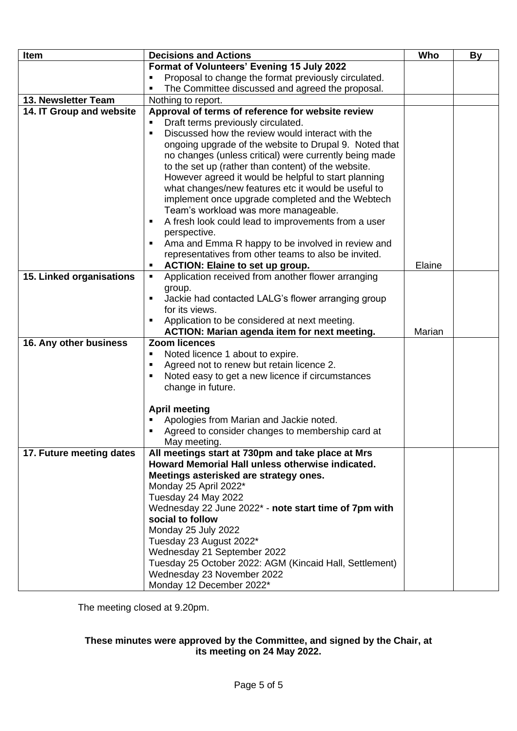| Item | Decisions and Actions | Who | By |
|---|---|---|---|
| | **Format of Volunteers' Evening 15 July 2022**<br>▪ Proposal to change the format previously circulated.<br>▪ The Committee discussed and agreed the proposal. | | |
| **13. Newsletter Team** | Nothing to report. | | |
| **14. IT Group and website** | **Approval of terms of reference for website review**<br>▪ Draft terms previously circulated.<br>▪ Discussed how the review would interact with the ongoing upgrade of the website to Drupal 9. Noted that no changes (unless critical) were currently being made to the set up (rather than content) of the website. However agreed it would be helpful to start planning what changes/new features etc it would be useful to implement once upgrade completed and the Webtech Team's workload was more manageable.<br>▪ A fresh look could lead to improvements from a user perspective.<br>▪ Ama and Emma R happy to be involved in review and representatives from other teams to also be invited.<br>▪ **ACTION: Elaine to set up group.** | Elaine | |
| **15. Linked organisations** | ▪ Application received from another flower arranging group.<br>▪ Jackie had contacted LALG's flower arranging group for its views.<br>▪ Application to be considered at next meeting.<br>**ACTION: Marian agenda item for next meeting.** | Marian | |
| **16. Any other business** | **Zoom licences**<br>▪ Noted licence 1 about to expire.<br>▪ Agreed not to renew but retain licence 2.<br>▪ Noted easy to get a new licence if circumstances change in future.<br><br>**April meeting**<br>▪ Apologies from Marian and Jackie noted.<br>▪ Agreed to consider changes to membership card at May meeting. | | |
| **17. Future meeting dates** | **All meetings start at 730pm and take place at Mrs Howard Memorial Hall unless otherwise indicated. Meetings asterisked are strategy ones.**<br>Monday 25 April 2022*<br>Tuesday 24 May 2022<br>Wednesday 22 June 2022* - **note start time of 7pm with social to follow**<br>Monday 25 July 2022<br>Tuesday 23 August 2022*<br>Wednesday 21 September 2022<br>Tuesday 25 October 2022: AGM (Kincaid Hall, Settlement)<br>Wednesday 23 November 2022<br>Monday 12 December 2022* | | |

The meeting closed at 9.20pm.

**These minutes were approved by the Committee, and signed by the Chair, at its meeting on 24 May 2022.**